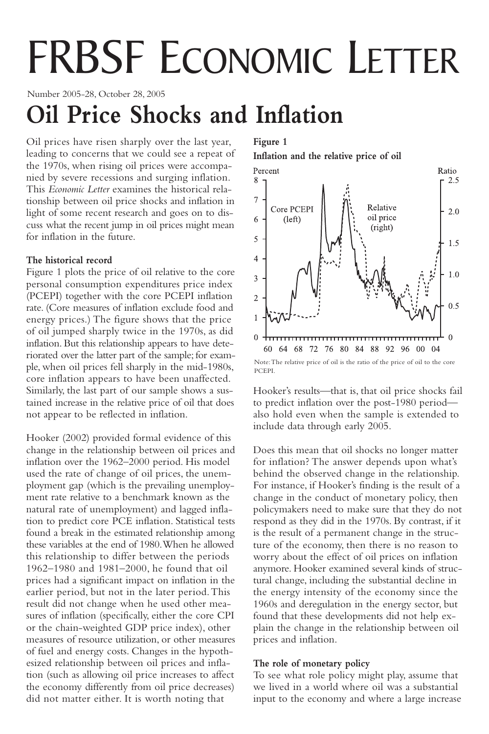# FRBSF Economic Letter

Number 2005-28, October 28, 2005

# Oil Price Shocks and Inflation

Oil prices have risen sharply over the last year, leading to concerns that we could see a repeat of the 1970s, when rising oil prices were accompanied by severe recessions and surging inflation. This *Economic Letter* examines the historical relationship between oil price shocks and inflation in light of some recent research and goes on to discuss what the recent jump in oil prices might mean for inflation in the future.

**The historical record**

Figure 1 plots the price of oil relative to the core personal consumption expenditures price index (PCEPI) together with the core PCEPI inflation rate. (Core measures of inflation exclude food and energy prices.) The figure shows that the price of oil jumped sharply twice in the 1970s, as did inflation. But this relationship appears to have deteriorated over the latter part of the sample; for example, when oil prices fell sharply in the mid-1980s, core inflation appears to have been unaffected. Similarly, the last part of our sample shows a sustained increase in the relative price of oil that does not appear to be reflected in inflation.

Hooker (2002) provided formal evidence of this change in the relationship between oil prices and inflation over the 1962–2000 period. His model used the rate of change of oil prices, the unemployment gap (which is the prevailing unemployment rate relative to a benchmark known as the natural rate of unemployment) and lagged inflation to predict core PCE inflation. Statistical tests found a break in the estimated relationship among these variables at the end of 1980. When he allowed this relationship to differ between the periods 1962–1980 and 1981–2000, he found that oil prices had a significant impact on inflation in the earlier period, but not in the later period. This result did not change when he used other measures of inflation (specifically, either the core CPI or the chain-weighted GDP price index), other measures of resource utilization, or other measures of fuel and energy costs. Changes in the hypothesized relationship between oil prices and inflation (such as allowing oil price increases to affect the economy differently from oil price decreases) did not matter either. It is worth noting that

**Figure 1**

**Inflation and the relative price of oil**

Note: The relative price of oil is the ratio of the price of oil to the core PCEPI.

Hooker's results—that is, that oil price shocks fail to predict inflation over the post-1980 period—also hold even when the sample is extended to include data through early 2005.

Does this mean that oil shocks no longer matter for inflation? The answer depends upon what's behind the observed change in the relationship. For instance, if Hooker's finding is the result of a change in the conduct of monetary policy, then policymakers need to make sure that they do not respond as they did in the 1970s. By contrast, if it is the result of a permanent change in the structure of the economy, then there is no reason to worry about the effect of oil prices on inflation anymore. Hooker examined several kinds of structural change, including the substantial decline in the energy intensity of the economy since the 1960s and deregulation in the energy sector, but found that these developments did not help explain the change in the relationship between oil prices and inflation.

**The role of monetary policy**

To see what role policy might play, assume that we lived in a world where oil was a substantial input to the economy and where a large increase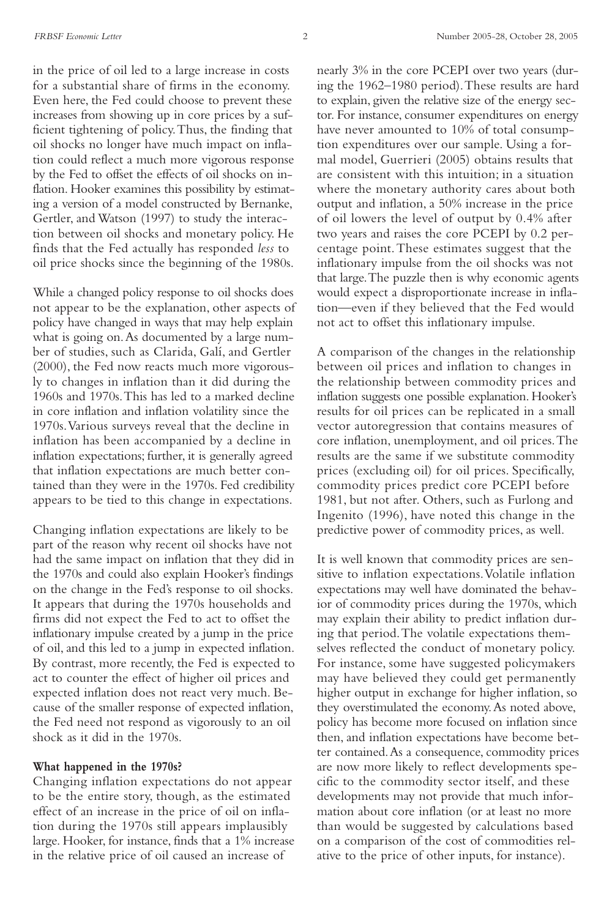in the price of oil led to a large increase in costs for a substantial share of firms in the economy. Even here, the Fed could choose to prevent these increases from showing up in core prices by a sufficient tightening of policy. Thus, the finding that oil shocks no longer have much impact on inflation could reflect a much more vigorous response by the Fed to offset the effects of oil shocks on inflation. Hooker examines this possibility by estimating a version of a model constructed by Bernanke, Gertler, and Watson (1997) to study the interaction between oil shocks and monetary policy. He finds that the Fed actually has responded *less* to oil price shocks since the beginning of the 1980s.

While a changed policy response to oil shocks does not appear to be the explanation, other aspects of policy have changed in ways that may help explain what is going on. As documented by a large number of studies, such as Clarida, Galí, and Gertler (2000), the Fed now reacts much more vigorously to changes in inflation than it did during the 1960s and 1970s. This has led to a marked decline in core inflation and inflation volatility since the 1970s. Various surveys reveal that the decline in inflation has been accompanied by a decline in inflation expectations; further, it is generally agreed that inflation expectations are much better contained than they were in the 1970s. Fed credibility appears to be tied to this change in expectations.

Changing inflation expectations are likely to be part of the reason why recent oil shocks have not had the same impact on inflation that they did in the 1970s and could also explain Hooker's findings on the change in the Fed's response to oil shocks. It appears that during the 1970s households and firms did not expect the Fed to act to offset the inflationary impulse created by a jump in the price of oil, and this led to a jump in expected inflation. By contrast, more recently, the Fed is expected to act to counter the effect of higher oil prices and expected inflation does not react very much. Because of the smaller response of expected inflation, the Fed need not respond as vigorously to an oil shock as it did in the 1970s.

**What happened in the 1970s?**

Changing inflation expectations do not appear to be the entire story, though, as the estimated effect of an increase in the price of oil on inflation during the 1970s still appears implausibly large. Hooker, for instance, finds that a 1% increase in the relative price of oil caused an increase of nearly 3% in the core PCEPI over two years (during the 1962–1980 period). These results are hard to explain, given the relative size of the energy sector. For instance, consumer expenditures on energy have never amounted to 10% of total consumption expenditures over our sample. Using a formal model, Guerrieri (2005) obtains results that are consistent with this intuition; in a situation where the monetary authority cares about both output and inflation, a 50% increase in the price of oil lowers the level of output by 0.4% after two years and raises the core PCEPI by 0.2 percentage point. These estimates suggest that the inflationary impulse from the oil shocks was not that large. The puzzle then is why economic agents would expect a disproportionate increase in inflation—even if they believed that the Fed would not act to offset this inflationary impulse.

A comparison of the changes in the relationship between oil prices and inflation to changes in the relationship between commodity prices and inflation suggests one possible explanation. Hooker's results for oil prices can be replicated in a small vector autoregression that contains measures of core inflation, unemployment, and oil prices. The results are the same if we substitute commodity prices (excluding oil) for oil prices. Specifically, commodity prices predict core PCEPI before 1981, but not after. Others, such as Furlong and Ingenito (1996), have noted this change in the predictive power of commodity prices, as well.

It is well known that commodity prices are sensitive to inflation expectations. Volatile inflation expectations may well have dominated the behavior of commodity prices during the 1970s, which may explain their ability to predict inflation during that period. The volatile expectations themselves reflected the conduct of monetary policy. For instance, some have suggested policymakers may have believed they could get permanently higher output in exchange for higher inflation, so they overstimulated the economy. As noted above, policy has become more focused on inflation since then, and inflation expectations have become better contained. As a consequence, commodity prices are now more likely to reflect developments specific to the commodity sector itself, and these developments may not provide that much information about core inflation (or at least no more than would be suggested by calculations based on a comparison of the cost of commodities relative to the price of other inputs, for instance).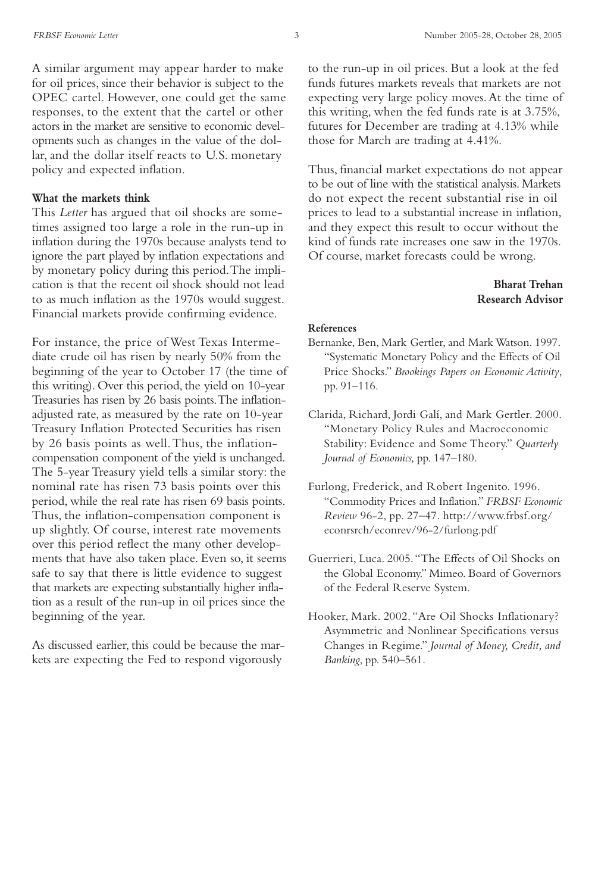A similar argument may appear harder to make for oil prices, since their behavior is subject to the OPEC cartel. However, one could get the same responses, to the extent that the cartel or other actors in the market are sensitive to economic developments such as changes in the value of the dollar, and the dollar itself reacts to U.S. monetary policy and expected inflation.

**What the markets think**

This *Letter* has argued that oil shocks are sometimes assigned too large a role in the run-up in inflation during the 1970s because analysts tend to ignore the part played by inflation expectations and by monetary policy during this period. The implication is that the recent oil shock should not lead to as much inflation as the 1970s would suggest. Financial markets provide confirming evidence.

For instance, the price of West Texas Intermediate crude oil has risen by nearly 50% from the beginning of the year to October 17 (the time of this writing). Over this period, the yield on 10-year Treasuries has risen by 26 basis points. The inflation-adjusted rate, as measured by the rate on 10-year Treasury Inflation Protected Securities has risen by 26 basis points as well. Thus, the inflation-compensation component of the yield is unchanged. The 5-year Treasury yield tells a similar story: the nominal rate has risen 73 basis points over this period, while the real rate has risen 69 basis points. Thus, the inflation-compensation component is up slightly. Of course, interest rate movements over this period reflect the many other developments that have also taken place. Even so, it seems safe to say that there is little evidence to suggest that markets are expecting substantially higher inflation as a result of the run-up in oil prices since the beginning of the year.

As discussed earlier, this could be because the markets are expecting the Fed to respond vigorously to the run-up in oil prices. But a look at the fed funds futures markets reveals that markets are not expecting very large policy moves. At the time of this writing, when the fed funds rate is at 3.75%, futures for December are trading at 4.13% while those for March are trading at 4.41%.

Thus, financial market expectations do not appear to be out of line with the statistical analysis. Markets do not expect the recent substantial rise in oil prices to lead to a substantial increase in inflation, and they expect this result to occur without the kind of funds rate increases one saw in the 1970s. Of course, market forecasts could be wrong.

**Bharat Trehan**
**Research Advisor**

**References**

Bernanke, Ben, Mark Gertler, and Mark Watson. 1997. "Systematic Monetary Policy and the Effects of Oil Price Shocks." *Brookings Papers on Economic Activity*, pp. 91–116.

Clarida, Richard, Jordi Galí, and Mark Gertler. 2000. "Monetary Policy Rules and Macroeconomic Stability: Evidence and Some Theory." *Quarterly Journal of Economics,* pp. 147–180.

Furlong, Frederick, and Robert Ingenito. 1996. "Commodity Prices and Inflation." *FRBSF Economic Review* 96-2, pp. 27–47. http://www.frbsf.org/econrsrch/econrev/96-2/furlong.pdf

Guerrieri, Luca. 2005. "The Effects of Oil Shocks on the Global Economy." Mimeo. Board of Governors of the Federal Reserve System.

Hooker, Mark. 2002. "Are Oil Shocks Inflationary? Asymmetric and Nonlinear Specifications versus Changes in Regime." *Journal of Money, Credit, and Banking*, pp. 540–561.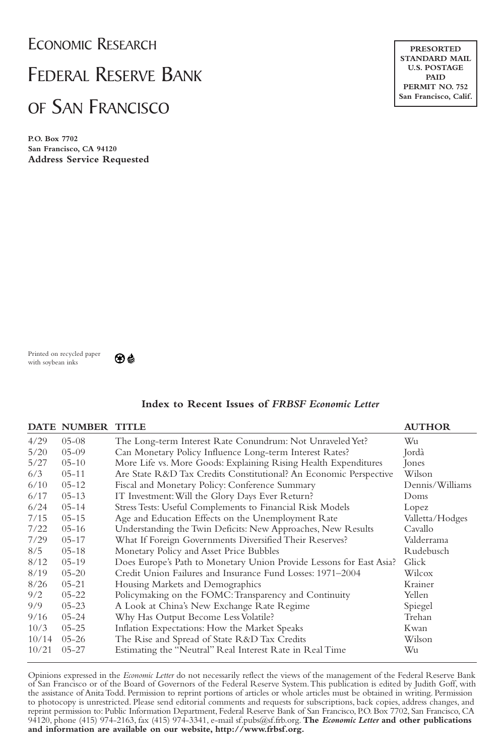# Economic Research Federal Reserve Bank of San Francisco

**P.O. Box 7702**
**San Francisco, CA 94120**
**Address Service Requested**

**PRESORTED STANDARD MAIL U.S. POSTAGE PAID PERMIT NO. 752 San Francisco, Calif.**

Printed on recycled paper with soybean inks

### Index to Recent Issues of *FRBSF Economic Letter*

| DATE | NUMBER | TITLE | AUTHOR |
|---|---|---|---|
| 4/29 | 05-08 | The Long-term Interest Rate Conundrum: Not Unraveled Yet? | Wu |
| 5/20 | 05-09 | Can Monetary Policy Influence Long-term Interest Rates? | Jordà |
| 5/27 | 05-10 | More Life vs. More Goods: Explaining Rising Health Expenditures | Jones |
| 6/3 | 05-11 | Are State R&D Tax Credits Constitutional? An Economic Perspective | Wilson |
| 6/10 | 05-12 | Fiscal and Monetary Policy: Conference Summary | Dennis/Williams |
| 6/17 | 05-13 | IT Investment: Will the Glory Days Ever Return? | Doms |
| 6/24 | 05-14 | Stress Tests: Useful Complements to Financial Risk Models | Lopez |
| 7/15 | 05-15 | Age and Education Effects on the Unemployment Rate | Valletta/Hodges |
| 7/22 | 05-16 | Understanding the Twin Deficits: New Approaches, New Results | Cavallo |
| 7/29 | 05-17 | What If Foreign Governments Diversified Their Reserves? | Valderrama |
| 8/5 | 05-18 | Monetary Policy and Asset Price Bubbles | Rudebusch |
| 8/12 | 05-19 | Does Europe's Path to Monetary Union Provide Lessons for East Asia? | Glick |
| 8/19 | 05-20 | Credit Union Failures and Insurance Fund Losses: 1971–2004 | Wilcox |
| 8/26 | 05-21 | Housing Markets and Demographics | Krainer |
| 9/2 | 05-22 | Policymaking on the FOMC: Transparency and Continuity | Yellen |
| 9/9 | 05-23 | A Look at China's New Exchange Rate Regime | Spiegel |
| 9/16 | 05-24 | Why Has Output Become Less Volatile? | Trehan |
| 10/3 | 05-25 | Inflation Expectations: How the Market Speaks | Kwan |
| 10/14 | 05-26 | The Rise and Spread of State R&D Tax Credits | Wilson |
| 10/21 | 05-27 | Estimating the "Neutral" Real Interest Rate in Real Time | Wu |

Opinions expressed in the *Economic Letter* do not necessarily reflect the views of the management of the Federal Reserve Bank of San Francisco or of the Board of Governors of the Federal Reserve System. This publication is edited by Judith Goff, with the assistance of Anita Todd. Permission to reprint portions of articles or whole articles must be obtained in writing. Permission to photocopy is unrestricted. Please send editorial comments and requests for subscriptions, back copies, address changes, and reprint permission to: Public Information Department, Federal Reserve Bank of San Francisco, P.O. Box 7702, San Francisco, CA 94120, phone (415) 974-2163, fax (415) 974-3341, e-mail sf.pubs@sf.frb.org. **The *Economic Letter* and other publications and information are available on our website, http://www.frbsf.org.**